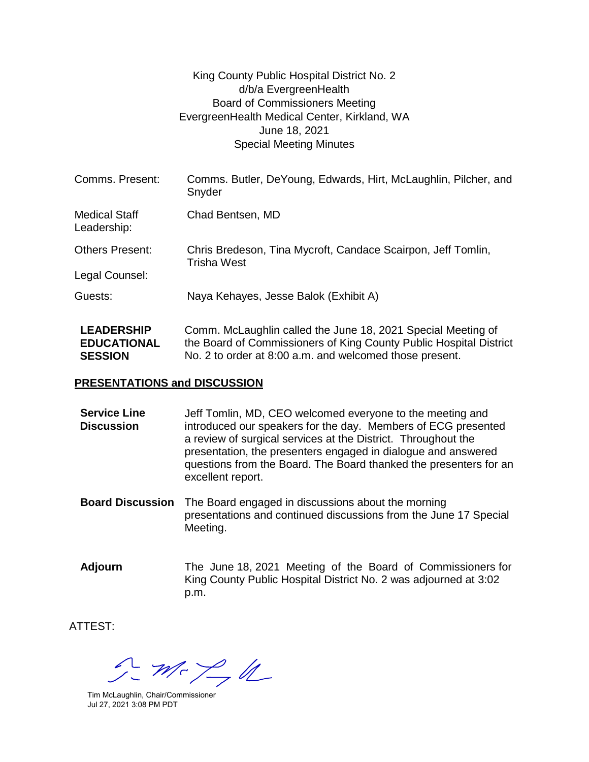King County Public Hospital District No. 2
d/b/a EvergreenHealth
Board of Commissioners Meeting
EvergreenHealth Medical Center, Kirkland, WA
June 18, 2021
Special Meeting Minutes

| | |
|---|---|
| Comms. Present: | Comms. Butler, DeYoung, Edwards, Hirt, McLaughlin, Pilcher, and Snyder |
| Medical Staff Leadership: | Chad Bentsen, MD |
| Others Present: | Chris Bredeson, Tina Mycroft, Candace Scairpon, Jeff Tomlin, Trisha West |
| Legal Counsel: | |
| Guests: | Naya Kehayes, Jesse Balok (Exhibit A) |

**LEADERSHIP EDUCATIONAL SESSION** Comm. McLaughlin called the June 18, 2021 Special Meeting of the Board of Commissioners of King County Public Hospital District No. 2 to order at 8:00 a.m. and welcomed those present.

## PRESENTATIONS and DISCUSSION

**Service Line Discussion** Jeff Tomlin, MD, CEO welcomed everyone to the meeting and introduced our speakers for the day. Members of ECG presented a review of surgical services at the District. Throughout the presentation, the presenters engaged in dialogue and answered questions from the Board. The Board thanked the presenters for an excellent report.

**Board Discussion** The Board engaged in discussions about the morning presentations and continued discussions from the June 17 Special Meeting.

**Adjourn** The June 18, 2021 Meeting of the Board of Commissioners for King County Public Hospital District No. 2 was adjourned at 3:02 p.m.

ATTEST:

Tim McLaughlin, Chair/Commissioner
Jul 27, 2021 3:08 PM PDT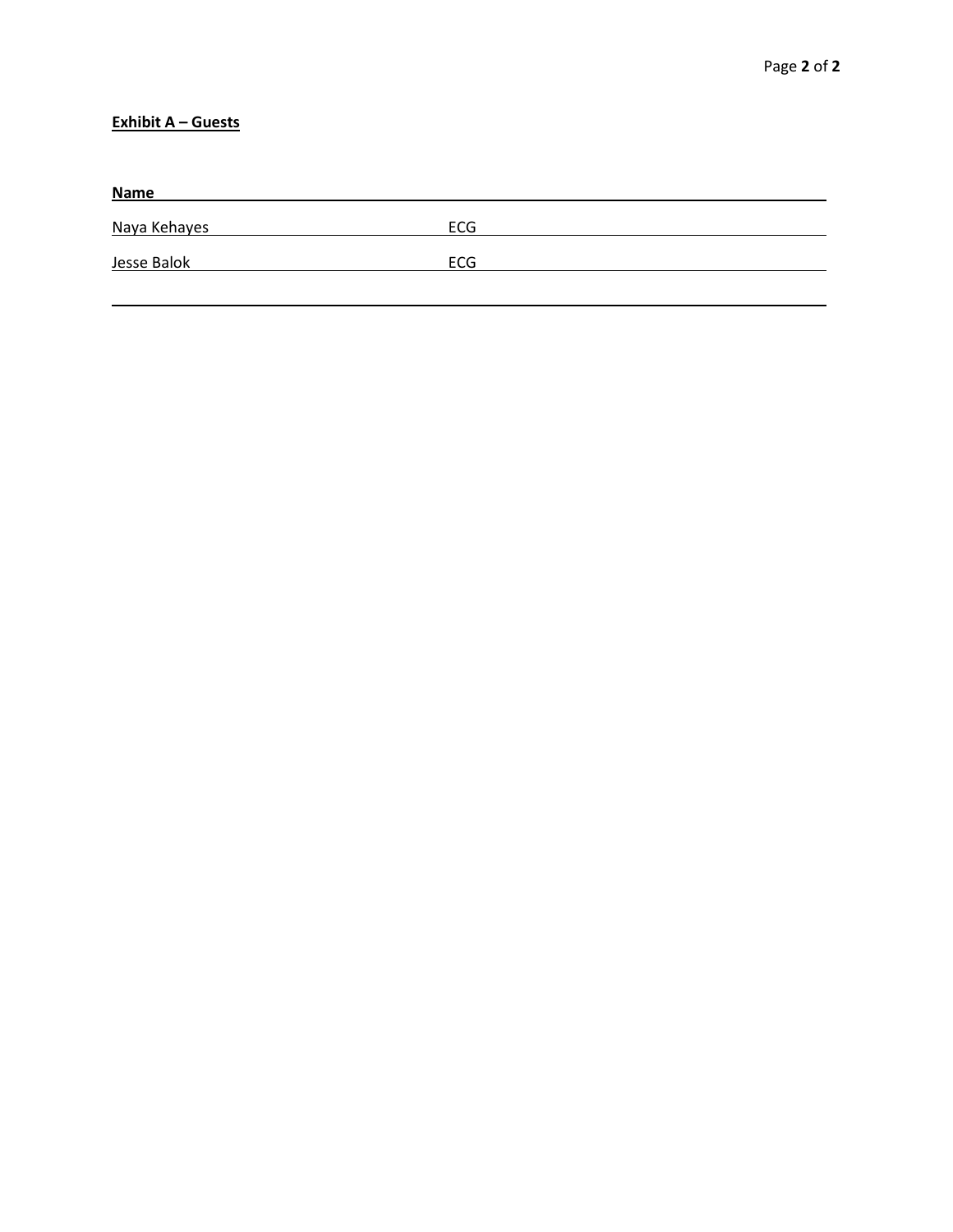**Exhibit A – Guests**

| Name | |
|---|---|
| Naya Kehayes | ECG |
| Jesse Balok | ECG |